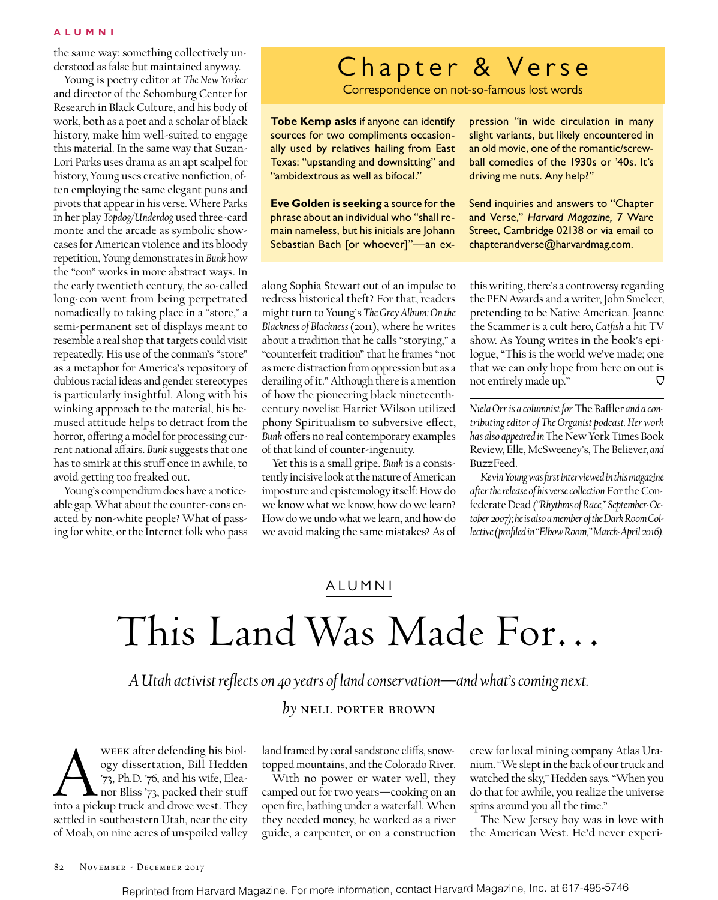the same way: something collectively understood as false but maintained anyway.

Young is poetry editor at *The New Yorker* and director of the Schomburg Center for Research in Black Culture, and his body of work, both as a poet and a scholar of black history, make him well-suited to engage this material. In the same way that Suzan-Lori Parks uses drama as an apt scalpel for history, Young uses creative nonfiction, often employing the same elegant puns and pivots that appear in his verse. Where Parks in her play *Topdog/Underdog* used three-card monte and the arcade as symbolic showcases for American violence and its bloody repetition, Young demonstrates in *Bunk* how the "con" works in more abstract ways. In the early twentieth century, the so-called long-con went from being perpetrated nomadically to taking place in a "store," a semi-permanent set of displays meant to resemble a real shop that targets could visit repeatedly. His use of the conman's "store" as a metaphor for America's repository of dubious racial ideas and gender stereotypes is particularly insightful. Along with his winking approach to the material, his bemused attitude helps to detract from the horror, offering a model for processing current national affairs. *Bunk* suggests that one has to smirk at this stuff once in awhile, to avoid getting too freaked out.

Young's compendium does have a noticeable gap. What about the counter-cons enacted by non-white people? What of passing for white, or the Internet folk who pass along Sophia Stewart out of an impulse to redress historical theft? For that, readers might turn to Young's *The Grey Album: On the Blackness of Blackness* (2011), where he writes about a tradition that he calls "storying," a "counterfeit tradition" that he frames "not as mere distraction from oppression but as a derailing of it." Although there is a mention of how the pioneering black nineteenth-century novelist Harriet Wilson utilized phony Spiritualism to subversive effect, *Bunk* offers no real contemporary examples of that kind of counter-ingenuity.

Yet this is a small gripe. *Bunk* is a consistently incisive look at the nature of American imposture and epistemology itself: How do we know what we know, how do we learn? How do we undo what we learn, and how do we avoid making the same mistakes? As of this writing, there's a controversy regarding the PEN Awards and a writer, John Smelcer, pretending to be Native American. Joanne the Scammer is a cult hero, *Catfish* a hit TV show. As Young writes in the book's epilogue, "This is the world we've made; one that we can only hope from here on out is not entirely made up."

*Niela Orr is a columnist for* The Baffler *and a contributing editor of The Organist podcast. Her work has also appeared in* The New York Times Book Review, Elle, McSweeney's, The Believer, *and* BuzzFeed.

*Kevin Young was first interviewed in this magazine after the release of his verse collection* For the Confederate Dead *("Rhythms of Race," September-October 2007); he is also a member of the Dark Room Collective (profiled in "Elbow Room," March-April 2016).*

---

## Chapter & Verse

Correspondence on not-so-famous lost words

**Tobe Kemp asks** if anyone can identify sources for two compliments occasionally used by relatives hailing from East Texas: "upstanding and downsitting" and "ambidextrous as well as bifocal."

**Eve Golden is seeking** a source for the phrase about an individual who "shall remain nameless, but his initials are Johann Sebastian Bach [or whoever]"—an expression "in wide circulation in many slight variants, but likely encountered in an old movie, one of the romantic/screwball comedies of the 1930s or '40s. It's driving me nuts. Any help?"

Send inquiries and answers to "Chapter and Verse," *Harvard Magazine,* 7 Ware Street, Cambridge 02138 or via email to chapterandverse@harvardmag.com.

---

ALUMNI

# This Land Was Made For…

*A Utah activist reflects on 40 years of land conservation—and what's coming next.*

*by* NELL PORTER BROWN

A week after defending his biology dissertation, Bill Hedden '73, Ph.D. '76, and his wife, Eleanor Bliss '73, packed their stuff into a pickup truck and drove west. They settled in southeastern Utah, near the city of Moab, on nine acres of unspoiled valley land framed by coral sandstone cliffs, snow-topped mountains, and the Colorado River.

With no power or water well, they camped out for two years—cooking on an open fire, bathing under a waterfall. When they needed money, he worked as a river guide, a carpenter, or on a construction crew for local mining company Atlas Uranium. "We slept in the back of our truck and watched the sky," Hedden says. "When you do that for awhile, you realize the universe spins around you all the time."

The New Jersey boy was in love with the American West. He'd never experi-

Reprinted from Harvard Magazine. For more information, contact Harvard Magazine, Inc. at 617-495-5746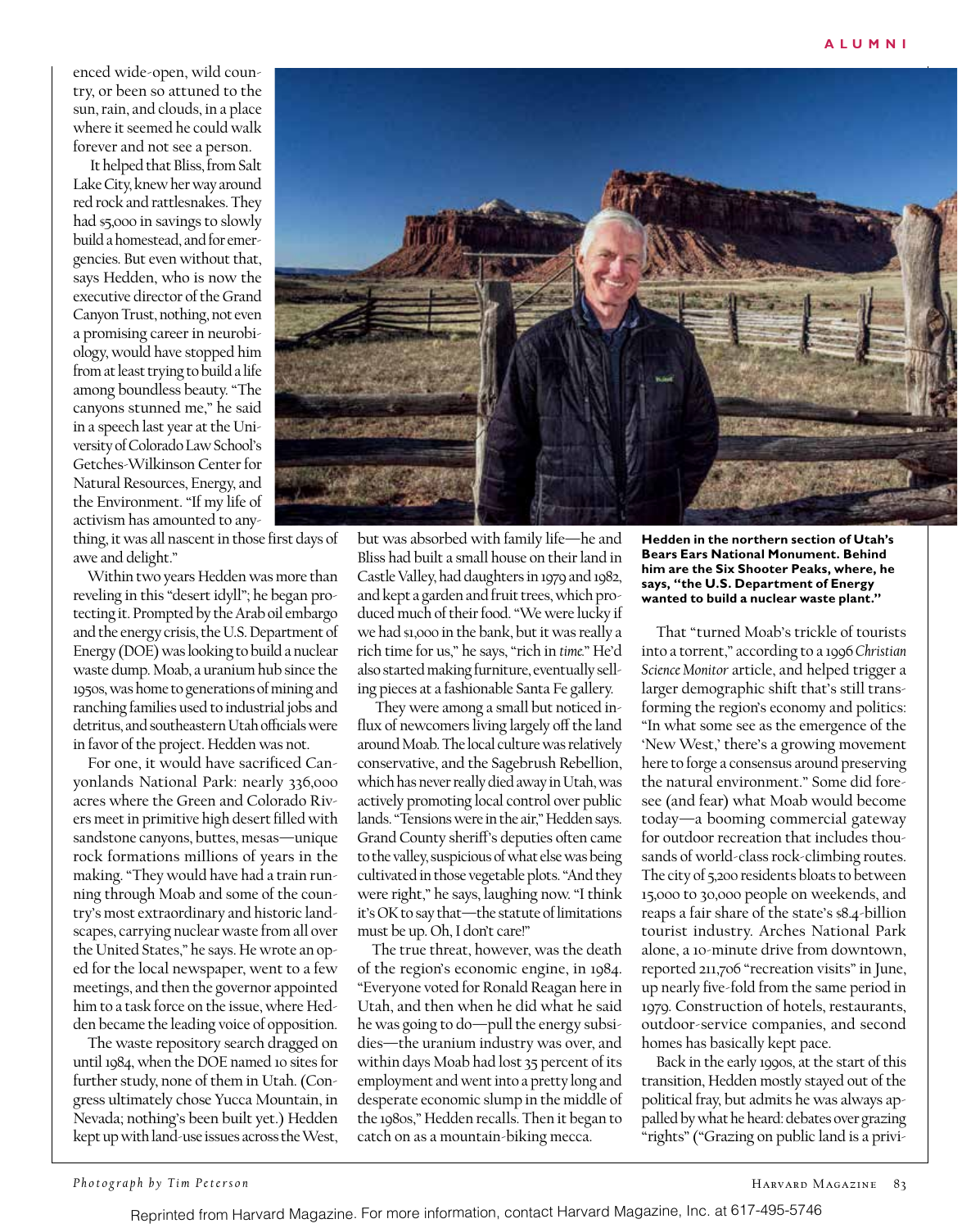enced wide-open, wild country, or been so attuned to the sun, rain, and clouds, in a place where it seemed he could walk forever and not see a person.

It helped that Bliss, from Salt Lake City, knew her way around red rock and rattlesnakes. They had $5,000 in savings to slowly build a homestead, and for emergencies. But even without that, says Hedden, who is now the executive director of the Grand Canyon Trust, nothing, not even a promising career in neurobiology, would have stopped him from at least trying to build a life among boundless beauty. "The canyons stunned me," he said in a speech last year at the University of Colorado Law School's Getches-Wilkinson Center for Natural Resources, Energy, and the Environment. "If my life of activism has amounted to anything, it was all nascent in those first days of awe and delight."

Within two years Hedden was more than reveling in this "desert idyll"; he began protecting it. Prompted by the Arab oil embargo and the energy crisis, the U.S. Department of Energy (DOE) was looking to build a nuclear waste dump. Moab, a uranium hub since the 1950s, was home to generations of mining and ranching families used to industrial jobs and detritus, and southeastern Utah officials were in favor of the project. Hedden was not.

For one, it would have sacrificed Canyonlands National Park: nearly 336,000 acres where the Green and Colorado Rivers meet in primitive high desert filled with sandstone canyons, buttes, mesas—unique rock formations millions of years in the making. "They would have had a train running through Moab and some of the country's most extraordinary and historic landscapes, carrying nuclear waste from all over the United States," he says. He wrote an op-ed for the local newspaper, went to a few meetings, and then the governor appointed him to a task force on the issue, where Hedden became the leading voice of opposition.

The waste repository search dragged on until 1984, when the DOE named 10 sites for further study, none of them in Utah. (Congress ultimately chose Yucca Mountain, in Nevada; nothing's been built yet.) Hedden kept up with land-use issues across the West, but was absorbed with family life—he and Bliss had built a small house on their land in Castle Valley, had daughters in 1979 and 1982, and kept a garden and fruit trees, which produced much of their food. "We were lucky if we had $1,000 in the bank, but it was really a rich time for us," he says, "rich in *time*." He'd also started making furniture, eventually selling pieces at a fashionable Santa Fe gallery.

They were among a small but noticed influx of newcomers living largely off the land around Moab. The local culture was relatively conservative, and the Sagebrush Rebellion, which has never really died away in Utah, was actively promoting local control over public lands. "Tensions were in the air," Hedden says. Grand County sheriff's deputies often came to the valley, suspicious of what else was being cultivated in those vegetable plots. "And they were right," he says, laughing now. "I think it's OK to say that—the statute of limitations must be up. Oh, I don't care!"

The true threat, however, was the death of the region's economic engine, in 1984. "Everyone voted for Ronald Reagan here in Utah, and then when he did what he said he was going to do—pull the energy subsidies—the uranium industry was over, and within days Moab had lost 35 percent of its employment and went into a pretty long and desperate economic slump in the middle of the 1980s," Hedden recalls. Then it began to catch on as a mountain-biking mecca.

**Hedden in the northern section of Utah's Bears Ears National Monument. Behind him are the Six Shooter Peaks, where, he says, "the U.S. Department of Energy wanted to build a nuclear waste plant."**

That "turned Moab's trickle of tourists into a torrent," according to a 1996 *Christian Science Monitor* article, and helped trigger a larger demographic shift that's still transforming the region's economy and politics: "In what some see as the emergence of the 'New West,' there's a growing movement here to forge a consensus around preserving the natural environment." Some did foresee (and fear) what Moab would become today—a booming commercial gateway for outdoor recreation that includes thousands of world-class rock-climbing routes. The city of 5,200 residents bloats to between 15,000 to 30,000 people on weekends, and reaps a fair share of the state's $8.4-billion tourist industry. Arches National Park alone, a 10-minute drive from downtown, reported 211,706 "recreation visits" in June, up nearly five-fold from the same period in 1979. Construction of hotels, restaurants, outdoor-service companies, and second homes has basically kept pace.

Back in the early 1990s, at the start of this transition, Hedden mostly stayed out of the political fray, but admits he was always appalled by what he heard: debates over grazing "rights" ("Grazing on public land is a privi-

*Photograph by Tim Peterson*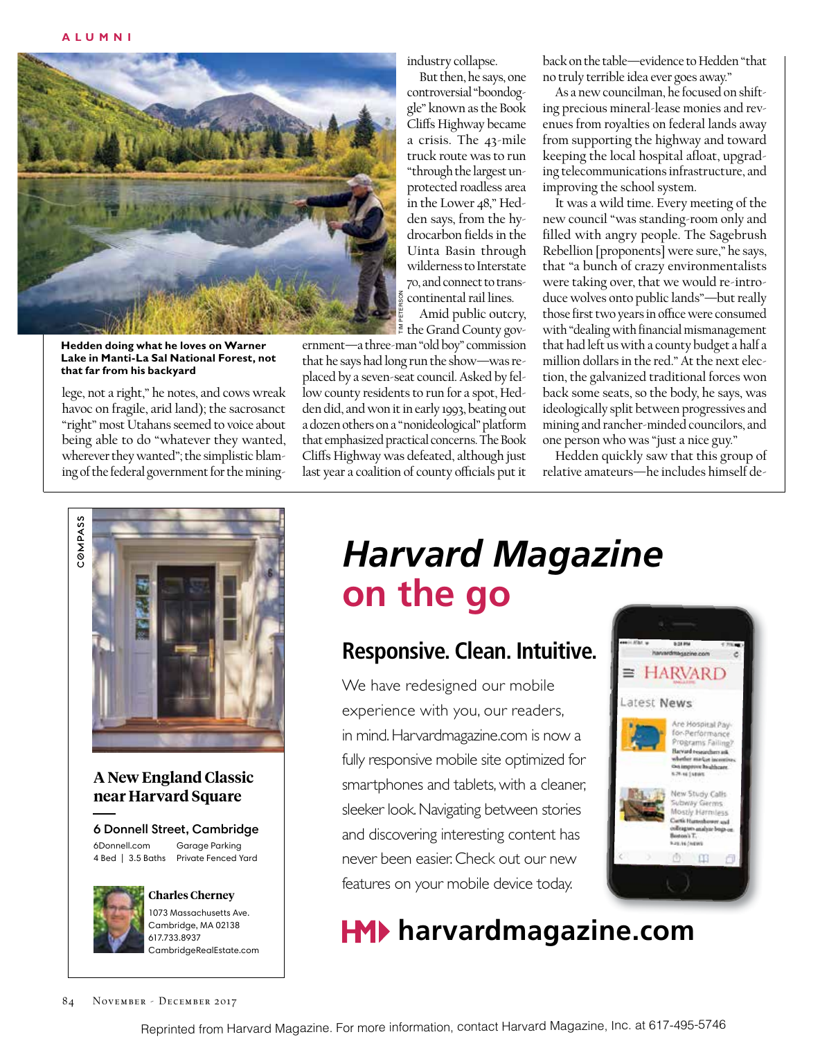Hedden doing what he loves on Warner Lake in Manti-La Sal National Forest, not that far from his backyard

lege, not a right," he notes, and cows wreak havoc on fragile, arid land); the sacrosanct "right" most Utahans seemed to voice about being able to do "whatever they wanted, wherever they wanted"; the simplistic blaming of the federal government for the mining-industry collapse.

But then, he says, one controversial "boondoggle" known as the Book Cliffs Highway became a crisis. The 43-mile truck route was to run "through the largest unprotected roadless area in the Lower 48," Hedden says, from the hydrocarbon fields in the Uinta Basin through wilderness to Interstate 70, and connect to transcontinental rail lines.

Amid public outcry, the Grand County government—a three-man "old boy" commission that he says had long run the show—was replaced by a seven-seat council. Asked by fellow county residents to run for a spot, Hedden did, and won it in early 1993, beating out a dozen others on a "nonideological" platform that emphasized practical concerns. The Book Cliffs Highway was defeated, although just last year a coalition of county officials put it back on the table—evidence to Hedden "that no truly terrible idea ever goes away."

As a new councilman, he focused on shifting precious mineral-lease monies and revenues from royalties on federal lands away from supporting the highway and toward keeping the local hospital afloat, upgrading telecommunications infrastructure, and improving the school system.

It was a wild time. Every meeting of the new council "was standing-room only and filled with angry people. The Sagebrush Rebellion [proponents] were sure," he says, that "a bunch of crazy environmentalists were taking over, that we would re-introduce wolves onto public lands"—but really those first two years in office were consumed with "dealing with financial mismanagement that had left us with a county budget a half a million dollars in the red." At the next election, the galvanized traditional forces won back some seats, so the body, he says, was ideologically split between progressives and mining and rancher-minded councilors, and one person who was "just a nice guy."

Hedden quickly saw that this group of relative amateurs—he includes himself de-

---

**A New England Classic near Harvard Square**

**6 Donnell Street, Cambridge**

6Donnell.com — Garage Parking
4 Bed | 3.5 Baths — Private Fenced Yard

**Charles Cherney**
1073 Massachusetts Ave.
Cambridge, MA 02138
617.733.8937
CambridgeRealEstate.com

COMPASS

---

# *Harvard Magazine* on the go

## Responsive. Clean. Intuitive.

We have redesigned our mobile experience with you, our readers, in mind. Harvardmagazine.com is now a fully responsive mobile site optimized for smartphones and tablets, with a cleaner, sleeker look. Navigating between stories and discovering interesting content has never been easier. Check out our new features on your mobile device today.

**harvardmagazine.com**

Reprinted from Harvard Magazine. For more information, contact Harvard Magazine, Inc. at 617-495-5746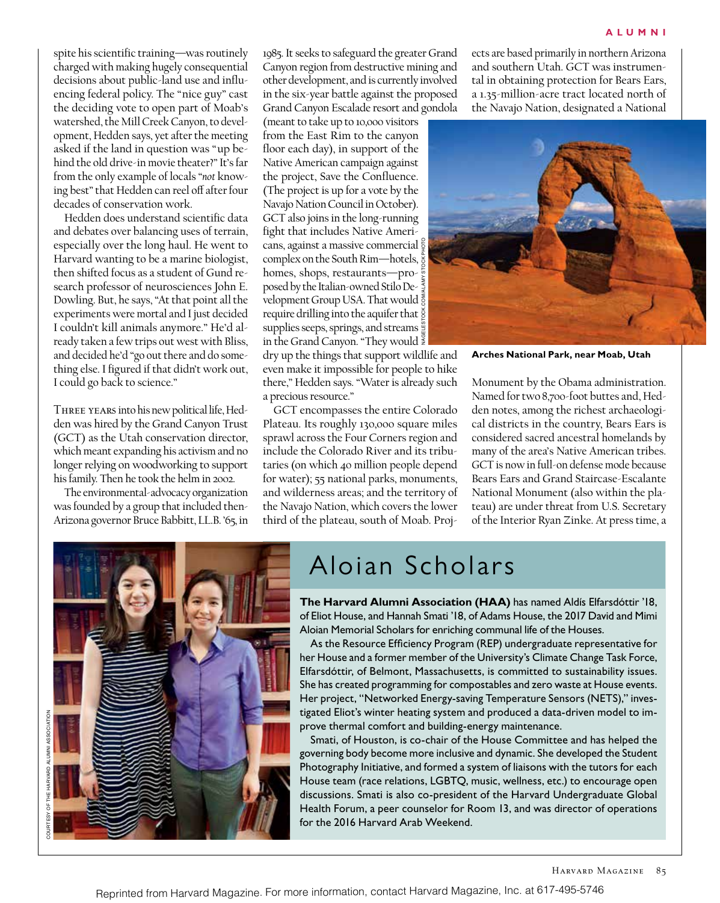spite his scientific training—was routinely charged with making hugely consequential decisions about public-land use and influencing federal policy. The "nice guy" cast the deciding vote to open part of Moab's watershed, the Mill Creek Canyon, to development, Hedden says, yet after the meeting asked if the land in question was "up behind the old drive-in movie theater?" It's far from the only example of locals "*not* knowing best" that Hedden can reel off after four decades of conservation work.

Hedden does understand scientific data and debates over balancing uses of terrain, especially over the long haul. He went to Harvard wanting to be a marine biologist, then shifted focus as a student of Gund research professor of neurosciences John E. Dowling. But, he says, "At that point all the experiments were mortal and I just decided I couldn't kill animals anymore." He'd already taken a few trips out west with Bliss, and decided he'd "go out there and do something else. I figured if that didn't work out, I could go back to science."

Three years into his new political life, Hedden was hired by the Grand Canyon Trust (GCT) as the Utah conservation director, which meant expanding his activism and no longer relying on woodworking to support his family. Then he took the helm in 2002.

The environmental-advocacy organization was founded by a group that included then-Arizona governor Bruce Babbitt, LL.B. '65, in 1985. It seeks to safeguard the greater Grand Canyon region from destructive mining and other development, and is currently involved in the six-year battle against the proposed Grand Canyon Escalade resort and gondola (meant to take up to 10,000 visitors from the East Rim to the canyon floor each day), in support of the Native American campaign against the project, Save the Confluence. (The project is up for a vote by the Navajo Nation Council in October). GCT also joins in the long-running fight that includes Native Americans, against a massive commercial complex on the South Rim—hotels, homes, shops, restaurants—proposed by the Italian-owned Stilo Development Group USA. That would require drilling into the aquifer that supplies seeps, springs, and streams in the Grand Canyon. "They would dry up the things that support wildlife and even make it impossible for people to hike there," Hedden says. "Water is already such a precious resource."

GCT encompasses the entire Colorado Plateau. Its roughly 130,000 square miles sprawl across the Four Corners region and include the Colorado River and its tributaries (on which 40 million people depend for water); 55 national parks, monuments, and wilderness areas; and the territory of the Navajo Nation, which covers the lower third of the plateau, south of Moab. Projects are based primarily in northern Arizona and southern Utah. GCT was instrumental in obtaining protection for Bears Ears, a 1.35-million-acre tract located north of the Navajo Nation, designated a National Monument by the Obama administration. Named for two 8,700-foot buttes and, Hedden notes, among the richest archaeological districts in the country, Bears Ears is considered sacred ancestral homelands by many of the area's Native American tribes. GCT is now in full-on defense mode because Bears Ears and Grand Staircase-Escalante National Monument (also within the plateau) are under threat from U.S. Secretary of the Interior Ryan Zinke. At press time, a

NAGELESTOCK.COM/ALAMY STOCK PHOTO

**Arches National Park, near Moab, Utah**

## Aloian Scholars

COURTESY OF THE HARVARD ALUMNI ASSOCIATION

**The Harvard Alumni Association (HAA)** has named Aldís Elfarsdóttir '18, of Eliot House, and Hannah Smati '18, of Adams House, the 2017 David and Mimi Aloian Memorial Scholars for enriching communal life of the Houses.

As the Resource Efficiency Program (REP) undergraduate representative for her House and a former member of the University's Climate Change Task Force, Elfarsdóttir, of Belmont, Massachusetts, is committed to sustainability issues. She has created programming for compostables and zero waste at House events. Her project, "Networked Energy-saving Temperature Sensors (NETS)," investigated Eliot's winter heating system and produced a data-driven model to improve thermal comfort and building-energy maintenance.

Smati, of Houston, is co-chair of the House Committee and has helped the governing body become more inclusive and dynamic. She developed the Student Photography Initiative, and formed a system of liaisons with the tutors for each House team (race relations, LGBTQ, music, wellness, etc.) to encourage open discussions. Smati is also co-president of the Harvard Undergraduate Global Health Forum, a peer counselor for Room 13, and was director of operations for the 2016 Harvard Arab Weekend.

Reprinted from Harvard Magazine. For more information, contact Harvard Magazine, Inc. at 617-495-5746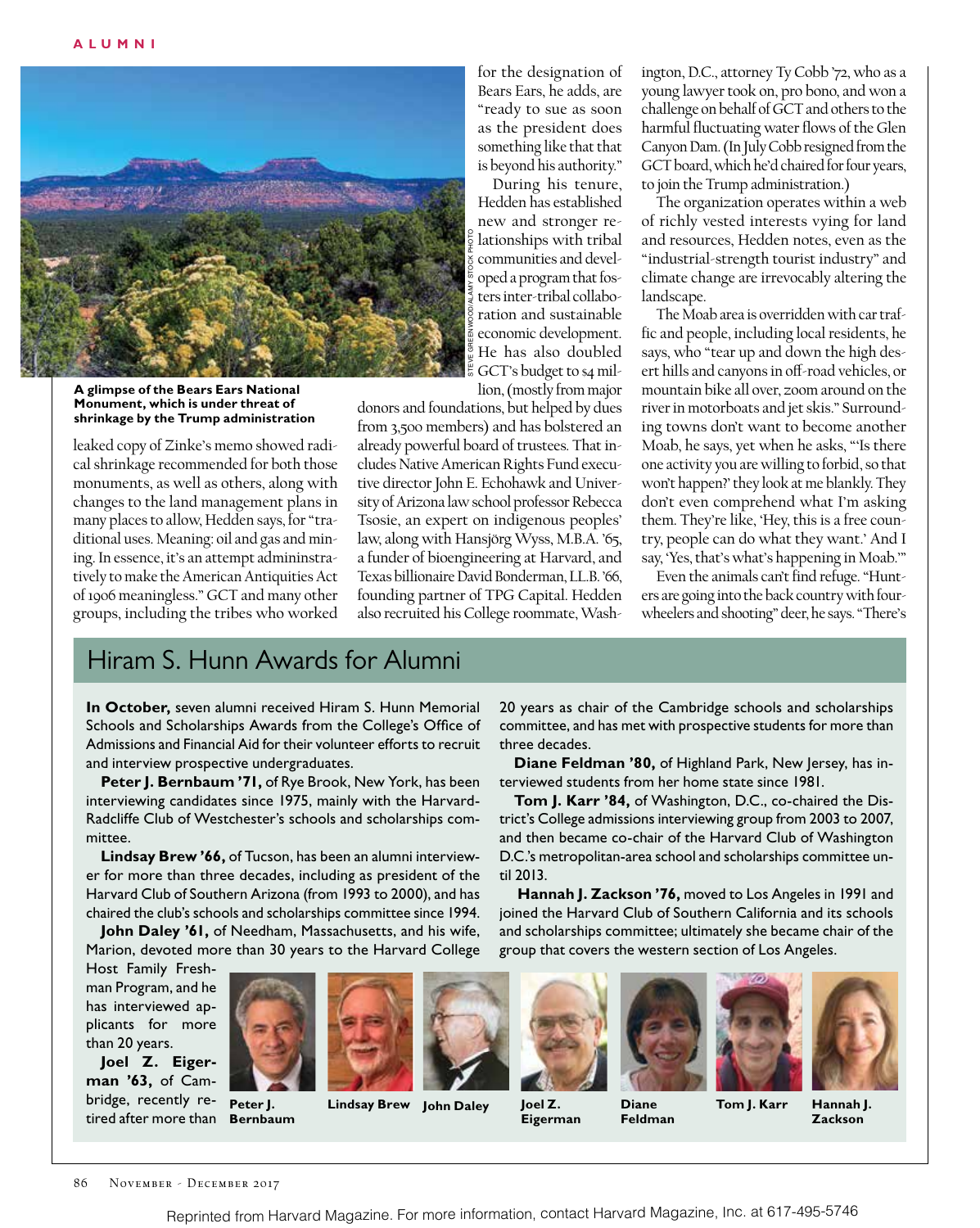A glimpse of the Bears Ears National Monument, which is under threat of shrinkage by the Trump administration

STEVE GREENWOOD/ALAMY STOCK PHOTO

leaked copy of Zinke's memo showed radical shrinkage recommended for both those monuments, as well as others, along with changes to the land management plans in many places to allow, Hedden says, for "traditional uses. Meaning: oil and gas and mining. In essence, it's an attempt admininstratively to make the American Antiquities Act of 1906 meaningless." GCT and many other groups, including the tribes who worked for the designation of Bears Ears, he adds, are "ready to sue as soon as the president does something like that that is beyond his authority."

During his tenure, Hedden has established new and stronger relationships with tribal communities and developed a program that fosters inter-tribal collaboration and sustainable economic development. He has also doubled GCT's budget to $4 million, (mostly from major donors and foundations, but helped by dues from 3,500 members) and has bolstered an already powerful board of trustees. That includes Native American Rights Fund executive director John E. Echohawk and University of Arizona law school professor Rebecca Tsosie, an expert on indigenous peoples' law, along with Hansjörg Wyss, M.B.A. '65, a funder of bioengineering at Harvard, and Texas billionaire David Bonderman, LL.B. '66, founding partner of TPG Capital. Hedden also recruited his College roommate, Washington, D.C., attorney Ty Cobb '72, who as a young lawyer took on, pro bono, and won a challenge on behalf of GCT and others to the harmful fluctuating water flows of the Glen Canyon Dam. (In July Cobb resigned from the GCT board, which he'd chaired for four years, to join the Trump administration.)

The organization operates within a web of richly vested interests vying for land and resources, Hedden notes, even as the "industrial-strength tourist industry" and climate change are irrevocably altering the landscape.

The Moab area is overridden with car traffic and people, including local residents, he says, who "tear up and down the high desert hills and canyons in off-road vehicles, or mountain bike all over, zoom around on the river in motorboats and jet skis." Surrounding towns don't want to become another Moab, he says, yet when he asks, "'Is there one activity you are willing to forbid, so that won't happen?' they look at me blankly. They don't even comprehend what I'm asking them. They're like, 'Hey, this is a free country, people can do what they want.' And I say, 'Yes, that's what's happening in Moab.'"

Even the animals can't find refuge. "Hunters are going into the back country with four-wheelers and shooting" deer, he says. "There's

## Hiram S. Hunn Awards for Alumni

**In October,** seven alumni received Hiram S. Hunn Memorial Schools and Scholarships Awards from the College's Office of Admissions and Financial Aid for their volunteer efforts to recruit and interview prospective undergraduates.

**Peter J. Bernbaum '71,** of Rye Brook, New York, has been interviewing candidates since 1975, mainly with the Harvard-Radcliffe Club of Westchester's schools and scholarships committee.

**Lindsay Brew '66,** of Tucson, has been an alumni interviewer for more than three decades, including as president of the Harvard Club of Southern Arizona (from 1993 to 2000), and has chaired the club's schools and scholarships committee since 1994.

**John Daley '61,** of Needham, Massachusetts, and his wife, Marion, devoted more than 30 years to the Harvard College Host Family Freshman Program, and he has interviewed applicants for more than 20 years.

**Joel Z. Eigerman '63,** of Cambridge, recently retired after more than 20 years as chair of the Cambridge schools and scholarships committee, and has met with prospective students for more than three decades.

**Diane Feldman '80,** of Highland Park, New Jersey, has interviewed students from her home state since 1981.

**Tom J. Karr '84,** of Washington, D.C., co-chaired the District's College admissions interviewing group from 2003 to 2007, and then became co-chair of the Harvard Club of Washington D.C.'s metropolitan-area school and scholarships committee until 2013.

**Hannah J. Zackson '76,** moved to Los Angeles in 1991 and joined the Harvard Club of Southern California and its schools and scholarships committee; ultimately she became chair of the group that covers the western section of Los Angeles.

Peter J. Bernbaum | Lindsay Brew | John Daley | Joel Z. Eigerman | Diane Feldman | Tom J. Karr | Hannah J. Zackson

Reprinted from Harvard Magazine. For more information, contact Harvard Magazine, Inc. at 617-495-5746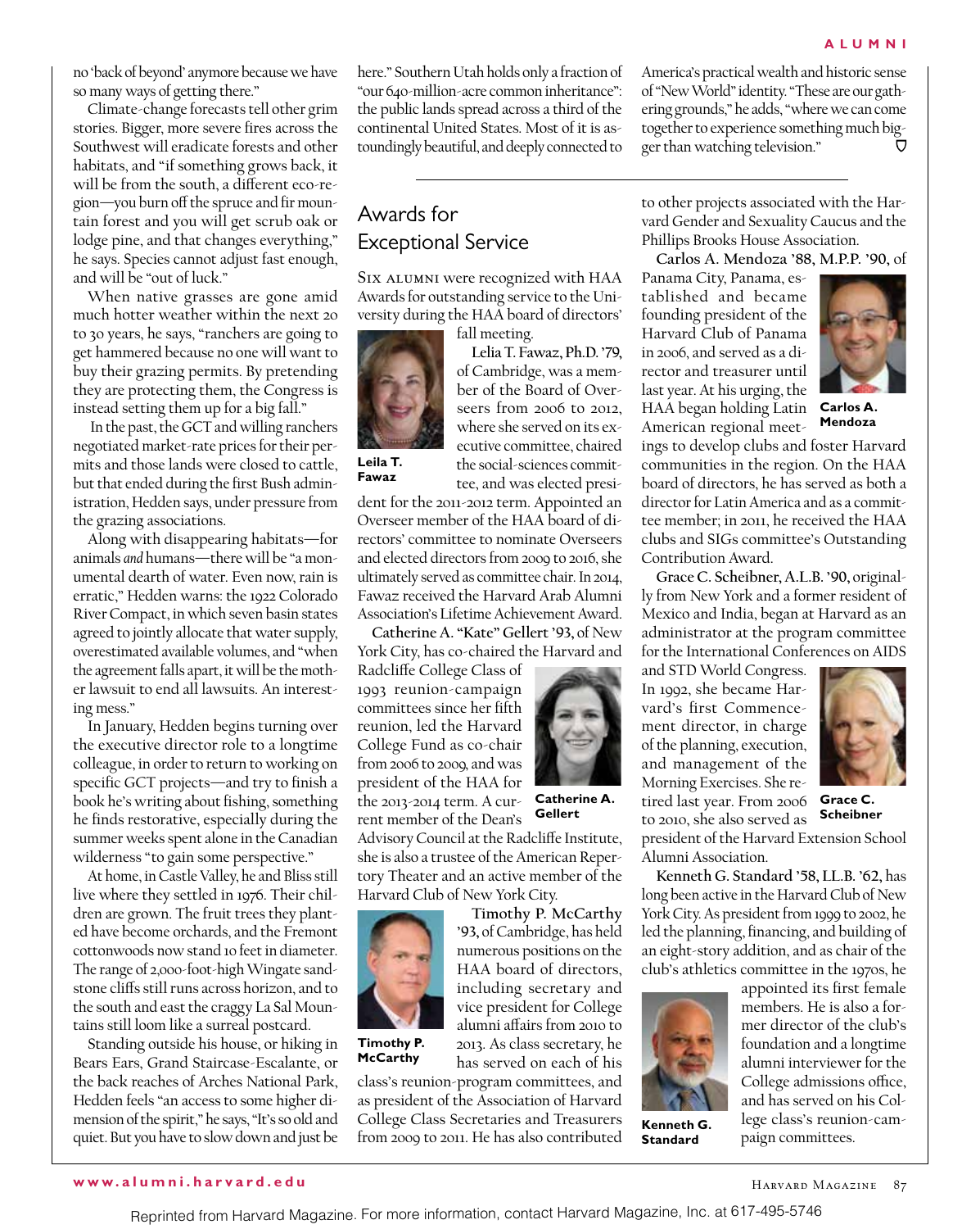no 'back of beyond' anymore because we have so many ways of getting there."

Climate-change forecasts tell other grim stories. Bigger, more severe fires across the Southwest will eradicate forests and other habitats, and "if something grows back, it will be from the south, a different eco-region—you burn off the spruce and fir mountain forest and you will get scrub oak or lodge pine, and that changes everything," he says. Species cannot adjust fast enough, and will be "out of luck."

When native grasses are gone amid much hotter weather within the next 20 to 30 years, he says, "ranchers are going to get hammered because no one will want to buy their grazing permits. By pretending they are protecting them, the Congress is instead setting them up for a big fall."

In the past, the GCT and willing ranchers negotiated market-rate prices for their permits and those lands were closed to cattle, but that ended during the first Bush administration, Hedden says, under pressure from the grazing associations.

Along with disappearing habitats—for animals *and* humans—there will be "a monumental dearth of water. Even now, rain is erratic," Hedden warns: the 1922 Colorado River Compact, in which seven basin states agreed to jointly allocate that water supply, overestimated available volumes, and "when the agreement falls apart, it will be the mother lawsuit to end all lawsuits. An interesting mess."

In January, Hedden begins turning over the executive director role to a longtime colleague, in order to return to working on specific GCT projects—and try to finish a book he's writing about fishing, something he finds restorative, especially during the summer weeks spent alone in the Canadian wilderness "to gain some perspective."

At home, in Castle Valley, he and Bliss still live where they settled in 1976. Their children are grown. The fruit trees they planted have become orchards, and the Fremont cottonwoods now stand 10 feet in diameter. The range of 2,000-foot-high Wingate sandstone cliffs still runs across horizon, and to the south and east the craggy La Sal Mountains still loom like a surreal postcard.

Standing outside his house, or hiking in Bears Ears, Grand Staircase-Escalante, or the back reaches of Arches National Park, Hedden feels "an access to some higher dimension of the spirit," he says, "It's so old and quiet. But you have to slow down and just be here." Southern Utah holds only a fraction of "our 640-million-acre common inheritance": the public lands spread across a third of the continental United States. Most of it is astoundingly beautiful, and deeply connected to America's practical wealth and historic sense of "New World" identity. "These are our gathering grounds," he adds, "where we can come together to experience something much bigger than watching television."

## Awards for Exceptional Service

Six alumni were recognized with HAA Awards for outstanding service to the University during the HAA board of directors' fall meeting.

Leila T. Fawaz

**Lelia T. Fawaz, Ph.D. '79,** of Cambridge, was a member of the Board of Overseers from 2006 to 2012, where she served on its executive committee, chaired the social-sciences committee, and was elected president for the 2011-2012 term. Appointed an Overseer member of the HAA board of directors' committee to nominate Overseers and elected directors from 2009 to 2016, she ultimately served as committee chair. In 2014, Fawaz received the Harvard Arab Alumni Association's Lifetime Achievement Award.

Catherine A. Gellert

**Catherine A. "Kate" Gellert '93,** of New York City, has co-chaired the Harvard and Radcliffe College Class of 1993 reunion-campaign committees since her fifth reunion, led the Harvard College Fund as co-chair from 2006 to 2009, and was president of the HAA for the 2013-2014 term. A current member of the Dean's Advisory Council at the Radcliffe Institute, she is also a trustee of the American Repertory Theater and an active member of the Harvard Club of New York City.

Timothy P. McCarthy

**Timothy P. McCarthy '93,** of Cambridge, has held numerous positions on the HAA board of directors, including secretary and vice president for College alumni affairs from 2010 to 2013. As class secretary, he has served on each of his class's reunion-program committees, and as president of the Association of Harvard College Class Secretaries and Treasurers from 2009 to 2011. He has also contributed to other projects associated with the Harvard Gender and Sexuality Caucus and the Phillips Brooks House Association.

Carlos A. Mendoza

**Carlos A. Mendoza '88, M.P.P. '90,** of Panama City, Panama, established and became founding president of the Harvard Club of Panama in 2006, and served as a director and treasurer until last year. At his urging, the HAA began holding Latin American regional meetings to develop clubs and foster Harvard communities in the region. On the HAA board of directors, he has served as both a director for Latin America and as a committee member; in 2011, he received the HAA clubs and SIGs committee's Outstanding Contribution Award.

Grace C. Scheibner

**Grace C. Scheibner, A.L.B. '90,** originally from New York and a former resident of Mexico and India, began at Harvard as an administrator at the program committee for the International Conferences on AIDS and STD World Congress. In 1992, she became Harvard's first Commencement director, in charge of the planning, execution, and management of the Morning Exercises. She retired last year. From 2006 to 2010, she also served as president of the Harvard Extension School Alumni Association.

Kenneth G. Standard

**Kenneth G. Standard '58, LL.B. '62,** has long been active in the Harvard Club of New York City. As president from 1999 to 2002, he led the planning, financing, and building of an eight-story addition, and as chair of the club's athletics committee in the 1970s, he appointed its first female members. He is also a former director of the club's foundation and a longtime alumni interviewer for the College admissions office, and has served on his College class's reunion-campaign committees.

Reprinted from Harvard Magazine. For more information, contact Harvard Magazine, Inc. at 617-495-5746